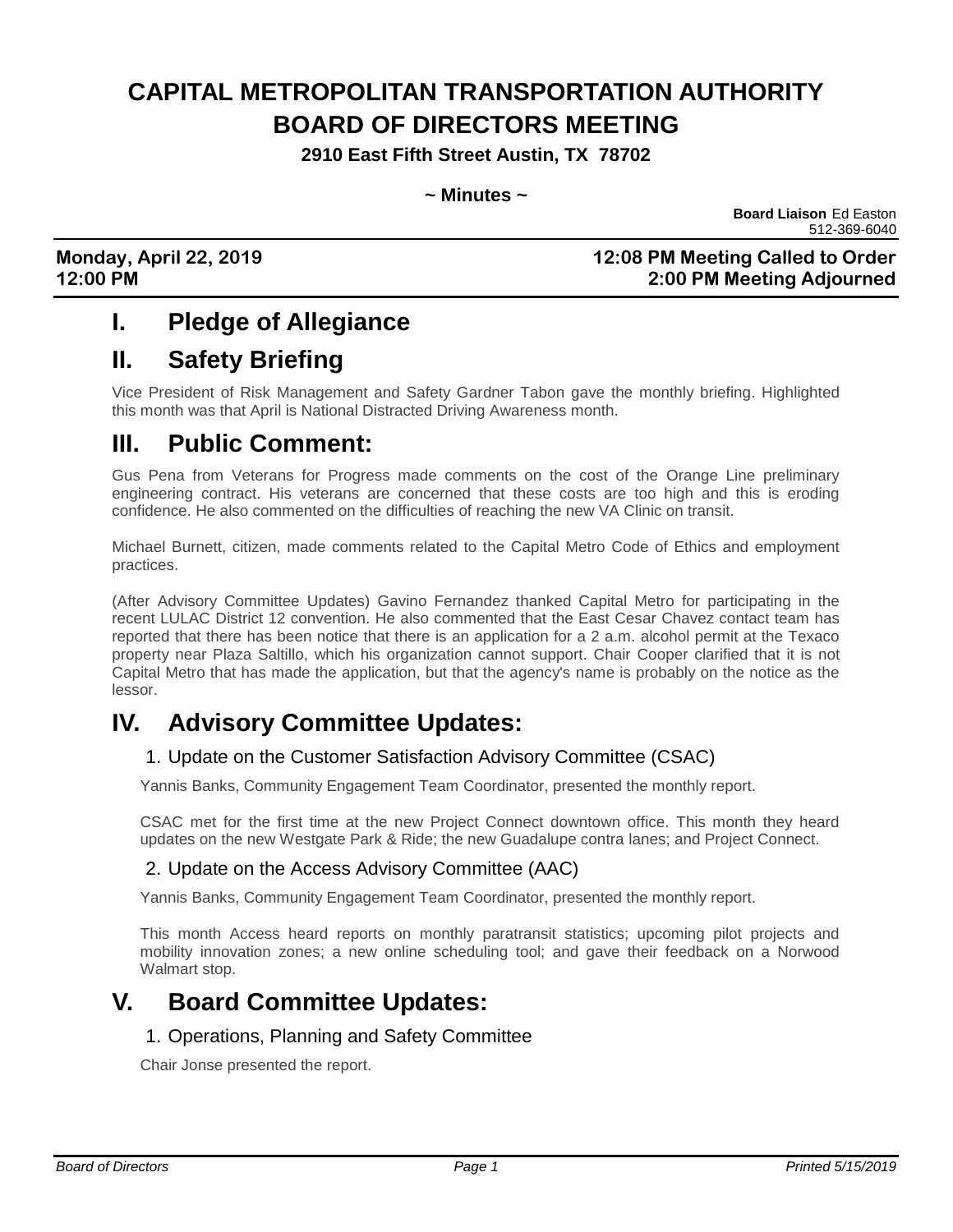# CAPITAL METROPOLITAN TRANSPORTATION AUTHORITY BOARD OF DIRECTORS MEETING

**2910 East Fifth Street Austin, TX 78702**

**~ Minutes ~**

**Board Liaison** Ed Easton
512-369-6040

**Monday, April 22, 2019** | **12:08 PM Meeting Called to Order**
**12:00 PM** | **2:00 PM Meeting Adjourned**

## I. Pledge of Allegiance

## II. Safety Briefing

Vice President of Risk Management and Safety Gardner Tabon gave the monthly briefing. Highlighted this month was that April is National Distracted Driving Awareness month.

## III. Public Comment:

Gus Pena from Veterans for Progress made comments on the cost of the Orange Line preliminary engineering contract. His veterans are concerned that these costs are too high and this is eroding confidence. He also commented on the difficulties of reaching the new VA Clinic on transit.

Michael Burnett, citizen, made comments related to the Capital Metro Code of Ethics and employment practices.

(After Advisory Committee Updates) Gavino Fernandez thanked Capital Metro for participating in the recent LULAC District 12 convention. He also commented that the East Cesar Chavez contact team has reported that there has been notice that there is an application for a 2 a.m. alcohol permit at the Texaco property near Plaza Saltillo, which his organization cannot support. Chair Cooper clarified that it is not Capital Metro that has made the application, but that the agency's name is probably on the notice as the lessor.

## IV. Advisory Committee Updates:

### 1. Update on the Customer Satisfaction Advisory Committee (CSAC)

Yannis Banks, Community Engagement Team Coordinator, presented the monthly report.

CSAC met for the first time at the new Project Connect downtown office. This month they heard updates on the new Westgate Park & Ride; the new Guadalupe contra lanes; and Project Connect.

### 2. Update on the Access Advisory Committee (AAC)

Yannis Banks, Community Engagement Team Coordinator, presented the monthly report.

This month Access heard reports on monthly paratransit statistics; upcoming pilot projects and mobility innovation zones; a new online scheduling tool; and gave their feedback on a Norwood Walmart stop.

## V. Board Committee Updates:

### 1. Operations, Planning and Safety Committee

Chair Jonse presented the report.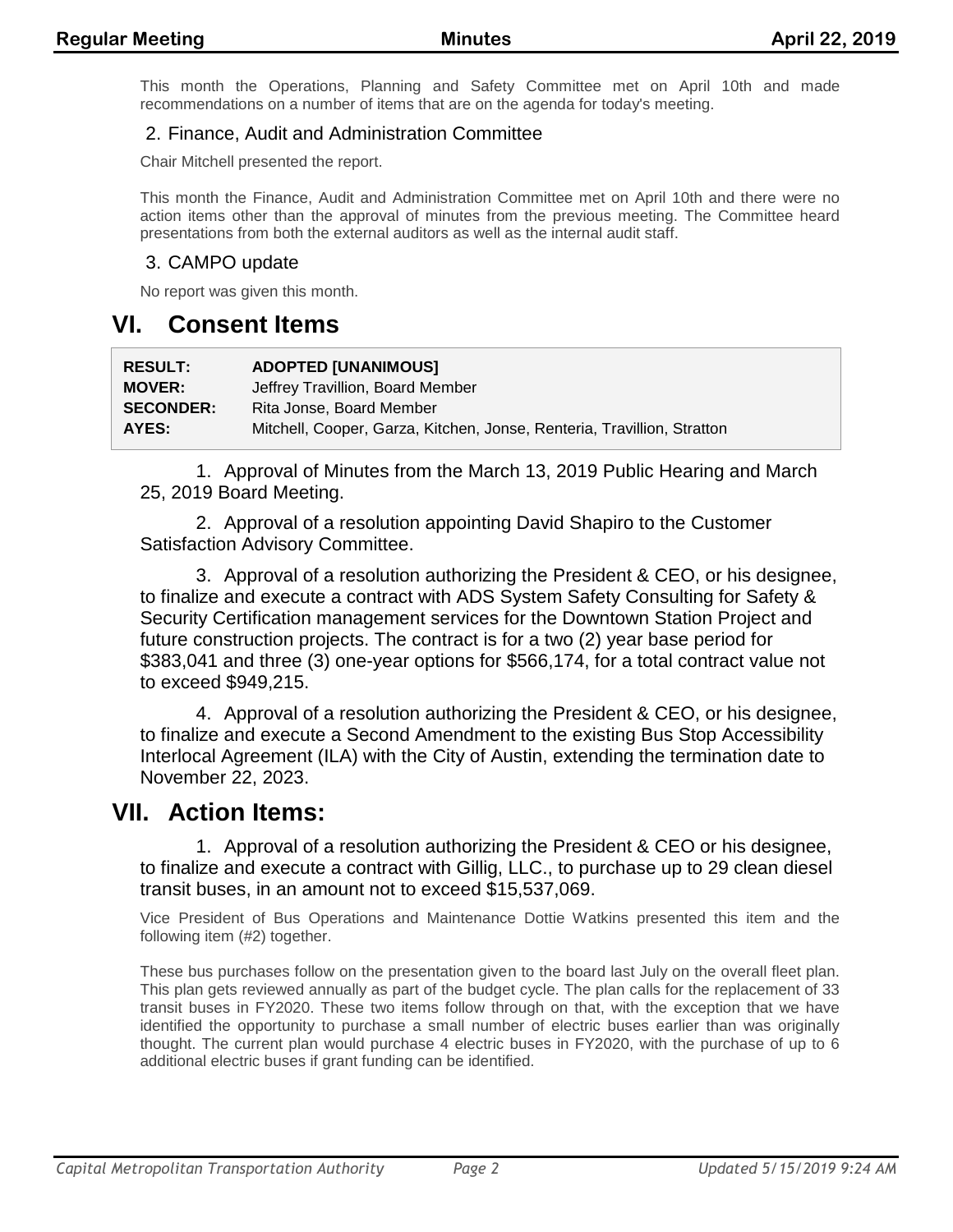This month the Operations, Planning and Safety Committee met on April 10th and made recommendations on a number of items that are on the agenda for today's meeting.

### 2. Finance, Audit and Administration Committee

Chair Mitchell presented the report.

This month the Finance, Audit and Administration Committee met on April 10th and there were no action items other than the approval of minutes from the previous meeting. The Committee heard presentations from both the external auditors as well as the internal audit staff.

### 3. CAMPO update

No report was given this month.

# VI. Consent Items

| | |
|---|---|
| **RESULT:** | **ADOPTED [UNANIMOUS]** |
| **MOVER:** | Jeffrey Travillion, Board Member |
| **SECONDER:** | Rita Jonse, Board Member |
| **AYES:** | Mitchell, Cooper, Garza, Kitchen, Jonse, Renteria, Travillion, Stratton |

1. Approval of Minutes from the March 13, 2019 Public Hearing and March 25, 2019 Board Meeting.

2. Approval of a resolution appointing David Shapiro to the Customer Satisfaction Advisory Committee.

3. Approval of a resolution authorizing the President & CEO, or his designee, to finalize and execute a contract with ADS System Safety Consulting for Safety & Security Certification management services for the Downtown Station Project and future construction projects. The contract is for a two (2) year base period for $383,041 and three (3) one-year options for $566,174, for a total contract value not to exceed $949,215.

4. Approval of a resolution authorizing the President & CEO, or his designee, to finalize and execute a Second Amendment to the existing Bus Stop Accessibility Interlocal Agreement (ILA) with the City of Austin, extending the termination date to November 22, 2023.

# VII. Action Items:

1. Approval of a resolution authorizing the President & CEO or his designee, to finalize and execute a contract with Gillig, LLC., to purchase up to 29 clean diesel transit buses, in an amount not to exceed $15,537,069.

Vice President of Bus Operations and Maintenance Dottie Watkins presented this item and the following item (#2) together.

These bus purchases follow on the presentation given to the board last July on the overall fleet plan. This plan gets reviewed annually as part of the budget cycle. The plan calls for the replacement of 33 transit buses in FY2020. These two items follow through on that, with the exception that we have identified the opportunity to purchase a small number of electric buses earlier than was originally thought. The current plan would purchase 4 electric buses in FY2020, with the purchase of up to 6 additional electric buses if grant funding can be identified.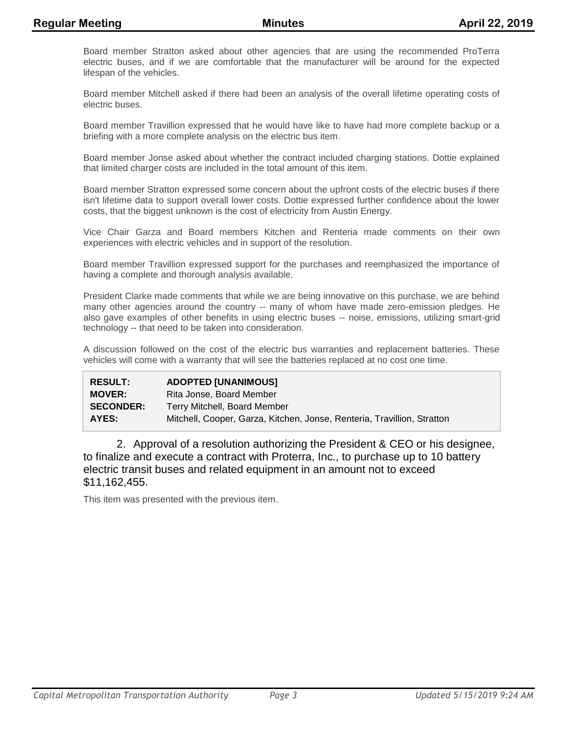Board member Stratton asked about other agencies that are using the recommended ProTerra electric buses, and if we are comfortable that the manufacturer will be around for the expected lifespan of the vehicles.

Board member Mitchell asked if there had been an analysis of the overall lifetime operating costs of electric buses.

Board member Travillion expressed that he would have like to have had more complete backup or a briefing with a more complete analysis on the electric bus item.

Board member Jonse asked about whether the contract included charging stations. Dottie explained that limited charger costs are included in the total amount of this item.

Board member Stratton expressed some concern about the upfront costs of the electric buses if there isn't lifetime data to support overall lower costs. Dottie expressed further confidence about the lower costs, that the biggest unknown is the cost of electricity from Austin Energy.

Vice Chair Garza and Board members Kitchen and Renteria made comments on their own experiences with electric vehicles and in support of the resolution.

Board member Travillion expressed support for the purchases and reemphasized the importance of having a complete and thorough analysis available.

President Clarke made comments that while we are being innovative on this purchase, we are behind many other agencies around the country -- many of whom have made zero-emission pledges. He also gave examples of other benefits in using electric buses -- noise, emissions, utilizing smart-grid technology -- that need to be taken into consideration.

A discussion followed on the cost of the electric bus warranties and replacement batteries. These vehicles will come with a warranty that will see the batteries replaced at no cost one time.

| | |
|---|---|
| **RESULT:** | **ADOPTED [UNANIMOUS]** |
| **MOVER:** | Rita Jonse, Board Member |
| **SECONDER:** | Terry Mitchell, Board Member |
| **AYES:** | Mitchell, Cooper, Garza, Kitchen, Jonse, Renteria, Travillion, Stratton |

2. Approval of a resolution authorizing the President & CEO or his designee, to finalize and execute a contract with Proterra, Inc., to purchase up to 10 battery electric transit buses and related equipment in an amount not to exceed $11,162,455.

This item was presented with the previous item.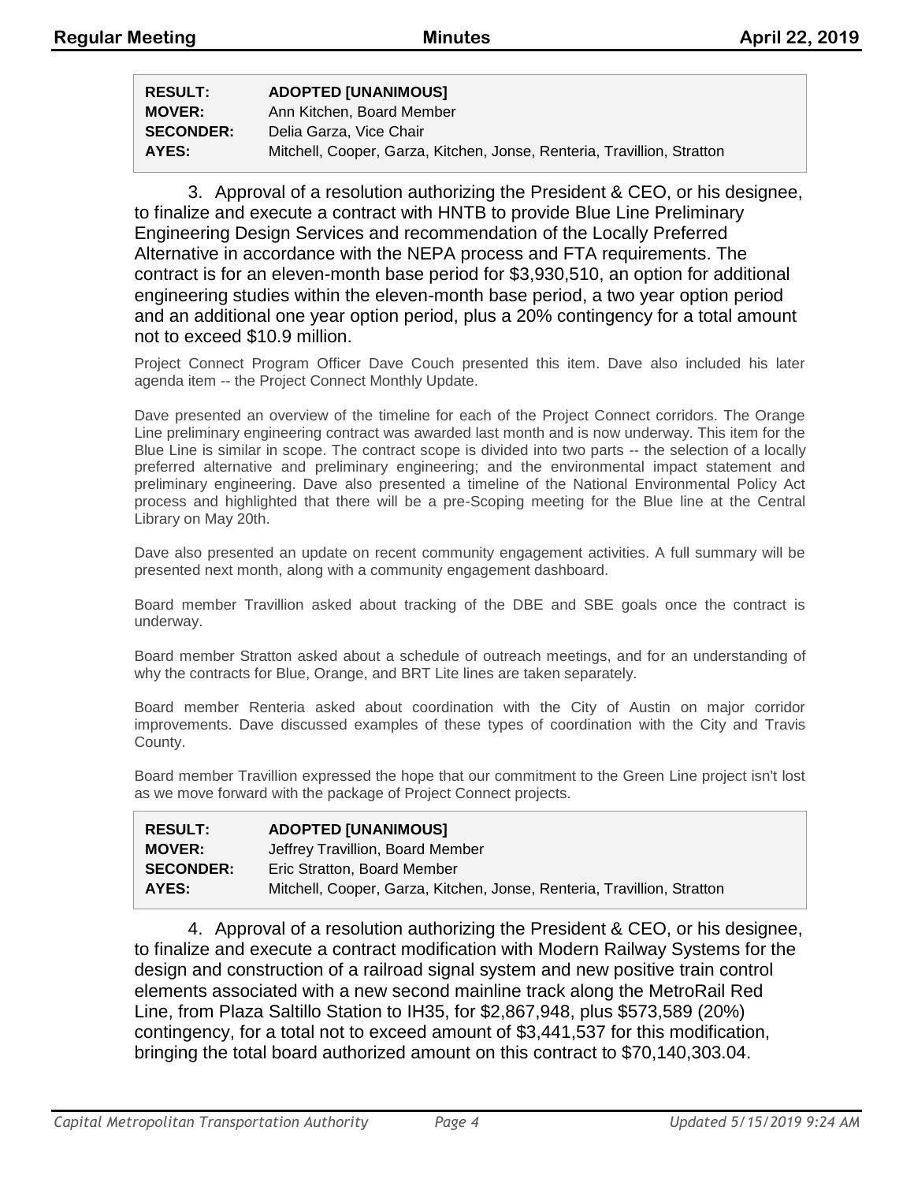| RESULT: | ADOPTED [UNANIMOUS] |
|---|---|
| MOVER: | Ann Kitchen, Board Member |
| SECONDER: | Delia Garza, Vice Chair |
| AYES: | Mitchell, Cooper, Garza, Kitchen, Jonse, Renteria, Travillion, Stratton |

3. Approval of a resolution authorizing the President & CEO, or his designee, to finalize and execute a contract with HNTB to provide Blue Line Preliminary Engineering Design Services and recommendation of the Locally Preferred Alternative in accordance with the NEPA process and FTA requirements. The contract is for an eleven-month base period for $3,930,510, an option for additional engineering studies within the eleven-month base period, a two year option period and an additional one year option period, plus a 20% contingency for a total amount not to exceed $10.9 million.

Project Connect Program Officer Dave Couch presented this item. Dave also included his later agenda item -- the Project Connect Monthly Update.

Dave presented an overview of the timeline for each of the Project Connect corridors. The Orange Line preliminary engineering contract was awarded last month and is now underway. This item for the Blue Line is similar in scope. The contract scope is divided into two parts -- the selection of a locally preferred alternative and preliminary engineering; and the environmental impact statement and preliminary engineering. Dave also presented a timeline of the National Environmental Policy Act process and highlighted that there will be a pre-Scoping meeting for the Blue line at the Central Library on May 20th.

Dave also presented an update on recent community engagement activities. A full summary will be presented next month, along with a community engagement dashboard.

Board member Travillion asked about tracking of the DBE and SBE goals once the contract is underway.

Board member Stratton asked about a schedule of outreach meetings, and for an understanding of why the contracts for Blue, Orange, and BRT Lite lines are taken separately.

Board member Renteria asked about coordination with the City of Austin on major corridor improvements. Dave discussed examples of these types of coordination with the City and Travis County.

Board member Travillion expressed the hope that our commitment to the Green Line project isn't lost as we move forward with the package of Project Connect projects.

| RESULT: | ADOPTED [UNANIMOUS] |
|---|---|
| MOVER: | Jeffrey Travillion, Board Member |
| SECONDER: | Eric Stratton, Board Member |
| AYES: | Mitchell, Cooper, Garza, Kitchen, Jonse, Renteria, Travillion, Stratton |

4. Approval of a resolution authorizing the President & CEO, or his designee, to finalize and execute a contract modification with Modern Railway Systems for the design and construction of a railroad signal system and new positive train control elements associated with a new second mainline track along the MetroRail Red Line, from Plaza Saltillo Station to IH35, for $2,867,948, plus $573,589 (20%) contingency, for a total not to exceed amount of $3,441,537 for this modification, bringing the total board authorized amount on this contract to $70,140,303.04.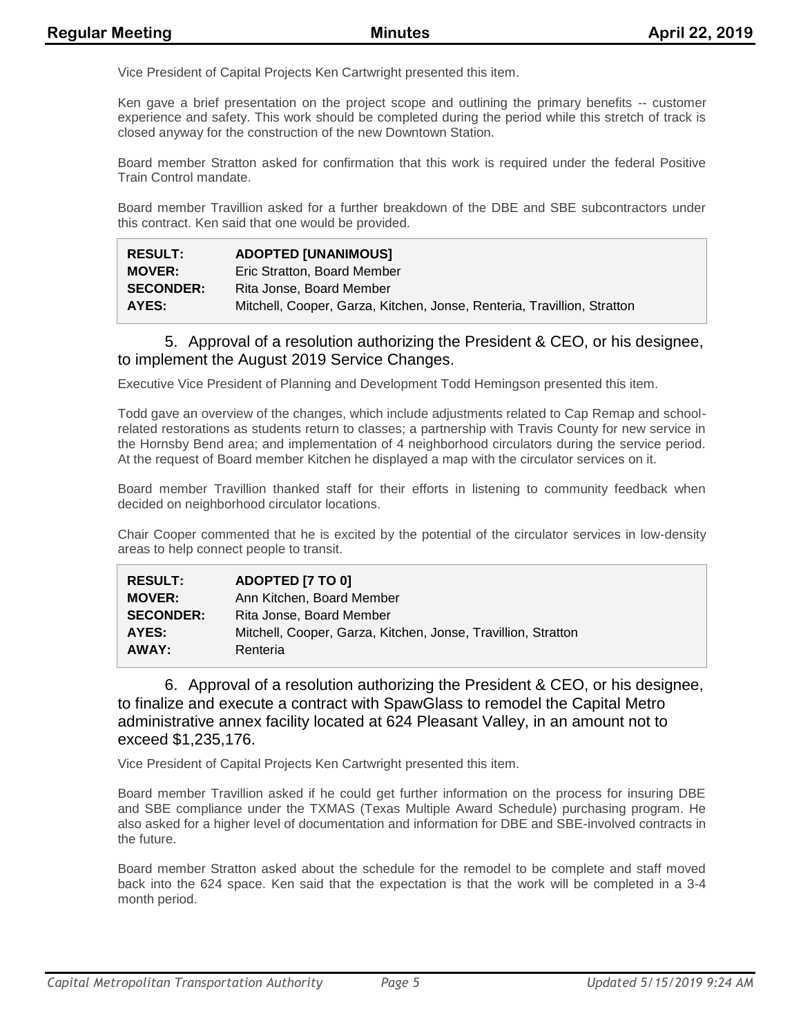Vice President of Capital Projects Ken Cartwright presented this item.

Ken gave a brief presentation on the project scope and outlining the primary benefits -- customer experience and safety. This work should be completed during the period while this stretch of track is closed anyway for the construction of the new Downtown Station.

Board member Stratton asked for confirmation that this work is required under the federal Positive Train Control mandate.

Board member Travillion asked for a further breakdown of the DBE and SBE subcontractors under this contract. Ken said that one would be provided.

| | |
|---|---|
| **RESULT:** | **ADOPTED [UNANIMOUS]** |
| **MOVER:** | Eric Stratton, Board Member |
| **SECONDER:** | Rita Jonse, Board Member |
| **AYES:** | Mitchell, Cooper, Garza, Kitchen, Jonse, Renteria, Travillion, Stratton |

### 5. Approval of a resolution authorizing the President & CEO, or his designee, to implement the August 2019 Service Changes.

Executive Vice President of Planning and Development Todd Hemingson presented this item.

Todd gave an overview of the changes, which include adjustments related to Cap Remap and school-related restorations as students return to classes; a partnership with Travis County for new service in the Hornsby Bend area; and implementation of 4 neighborhood circulators during the service period. At the request of Board member Kitchen he displayed a map with the circulator services on it.

Board member Travillion thanked staff for their efforts in listening to community feedback when decided on neighborhood circulator locations.

Chair Cooper commented that he is excited by the potential of the circulator services in low-density areas to help connect people to transit.

| | |
|---|---|
| **RESULT:** | **ADOPTED [7 TO 0]** |
| **MOVER:** | Ann Kitchen, Board Member |
| **SECONDER:** | Rita Jonse, Board Member |
| **AYES:** | Mitchell, Cooper, Garza, Kitchen, Jonse, Travillion, Stratton |
| **AWAY:** | Renteria |

### 6. Approval of a resolution authorizing the President & CEO, or his designee, to finalize and execute a contract with SpawGlass to remodel the Capital Metro administrative annex facility located at 624 Pleasant Valley, in an amount not to exceed $1,235,176.

Vice President of Capital Projects Ken Cartwright presented this item.

Board member Travillion asked if he could get further information on the process for insuring DBE and SBE compliance under the TXMAS (Texas Multiple Award Schedule) purchasing program. He also asked for a higher level of documentation and information for DBE and SBE-involved contracts in the future.

Board member Stratton asked about the schedule for the remodel to be complete and staff moved back into the 624 space. Ken said that the expectation is that the work will be completed in a 3-4 month period.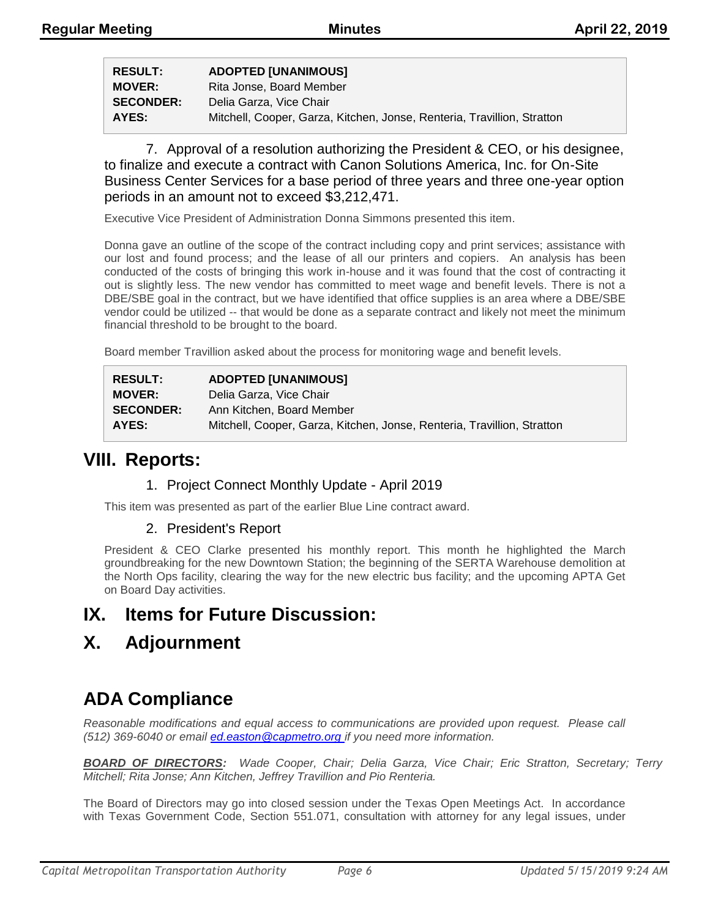| | |
|---|---|
| **RESULT:** | **ADOPTED [UNANIMOUS]** |
| **MOVER:** | Rita Jonse, Board Member |
| **SECONDER:** | Delia Garza, Vice Chair |
| **AYES:** | Mitchell, Cooper, Garza, Kitchen, Jonse, Renteria, Travillion, Stratton |

7. Approval of a resolution authorizing the President & CEO, or his designee, to finalize and execute a contract with Canon Solutions America, Inc. for On-Site Business Center Services for a base period of three years and three one-year option periods in an amount not to exceed $3,212,471.

Executive Vice President of Administration Donna Simmons presented this item.

Donna gave an outline of the scope of the contract including copy and print services; assistance with our lost and found process; and the lease of all our printers and copiers. An analysis has been conducted of the costs of bringing this work in-house and it was found that the cost of contracting it out is slightly less. The new vendor has committed to meet wage and benefit levels. There is not a DBE/SBE goal in the contract, but we have identified that office supplies is an area where a DBE/SBE vendor could be utilized -- that would be done as a separate contract and likely not meet the minimum financial threshold to be brought to the board.

Board member Travillion asked about the process for monitoring wage and benefit levels.

| | |
|---|---|
| **RESULT:** | **ADOPTED [UNANIMOUS]** |
| **MOVER:** | Delia Garza, Vice Chair |
| **SECONDER:** | Ann Kitchen, Board Member |
| **AYES:** | Mitchell, Cooper, Garza, Kitchen, Jonse, Renteria, Travillion, Stratton |

# VIII. Reports:

1. Project Connect Monthly Update - April 2019

This item was presented as part of the earlier Blue Line contract award.

2. President's Report

President & CEO Clarke presented his monthly report. This month he highlighted the March groundbreaking for the new Downtown Station; the beginning of the SERTA Warehouse demolition at the North Ops facility, clearing the way for the new electric bus facility; and the upcoming APTA Get on Board Day activities.

# IX. Items for Future Discussion:

# X. Adjournment

# ADA Compliance

*Reasonable modifications and equal access to communications are provided upon request. Please call (512) 369-6040 or email [ed.easton@capmetro.org](mailto:ed.easton@capmetro.org) if you need more information.*

***BOARD OF DIRECTORS**: Wade Cooper, Chair; Delia Garza, Vice Chair; Eric Stratton, Secretary; Terry Mitchell; Rita Jonse; Ann Kitchen, Jeffrey Travillion and Pio Renteria.*

The Board of Directors may go into closed session under the Texas Open Meetings Act. In accordance with Texas Government Code, Section 551.071, consultation with attorney for any legal issues, under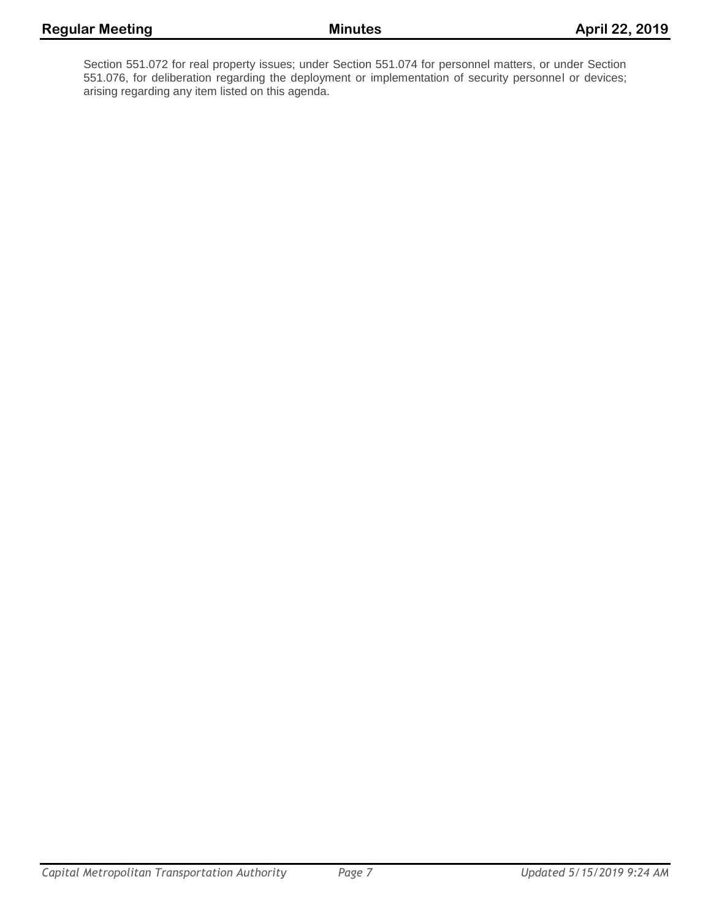Section 551.072 for real property issues; under Section 551.074 for personnel matters, or under Section 551.076, for deliberation regarding the deployment or implementation of security personnel or devices; arising regarding any item listed on this agenda.